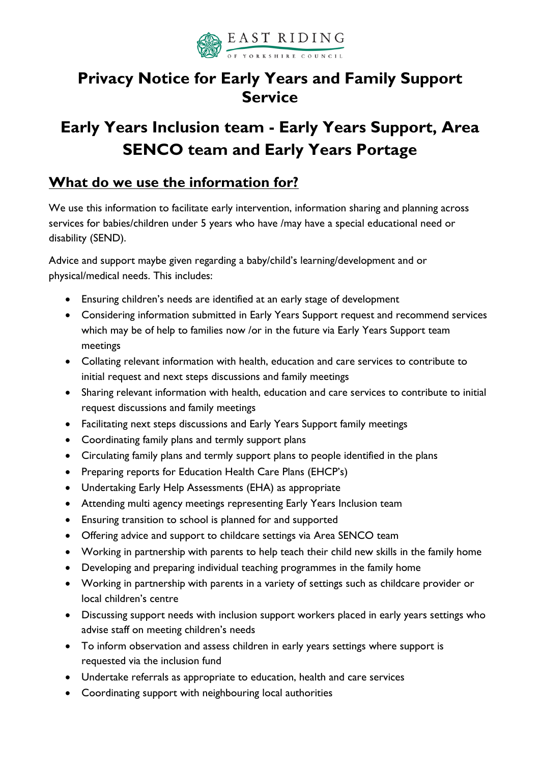EAST RIDING

OF YORKSHIRE COUNCIL

# Privacy Notice for Early Years and Family Support Service

# Early Years Inclusion team - Early Years Support, Area SENCO team and Early Years Portage

## What do we use the information for?

We use this information to facilitate early intervention, information sharing and planning across services for babies/children under 5 years who have /may have a special educational need or disability (SEND).

Advice and support maybe given regarding a baby/child's learning/development and or physical/medical needs. This includes:

- Ensuring children's needs are identified at an early stage of development
- Considering information submitted in Early Years Support request and recommend services which may be of help to families now /or in the future via Early Years Support team meetings
- Collating relevant information with health, education and care services to contribute to initial request and next steps discussions and family meetings
- Sharing relevant information with health, education and care services to contribute to initial request discussions and family meetings
- Facilitating next steps discussions and Early Years Support family meetings
- Coordinating family plans and termly support plans
- Circulating family plans and termly support plans to people identified in the plans
- Preparing reports for Education Health Care Plans (EHCP's)
- Undertaking Early Help Assessments (EHA) as appropriate
- Attending multi agency meetings representing Early Years Inclusion team
- Ensuring transition to school is planned for and supported
- Offering advice and support to childcare settings via Area SENCO team
- Working in partnership with parents to help teach their child new skills in the family home
- Developing and preparing individual teaching programmes in the family home
- Working in partnership with parents in a variety of settings such as childcare provider or local children's centre
- Discussing support needs with inclusion support workers placed in early years settings who advise staff on meeting children's needs
- To inform observation and assess children in early years settings where support is requested via the inclusion fund
- Undertake referrals as appropriate to education, health and care services
- Coordinating support with neighbouring local authorities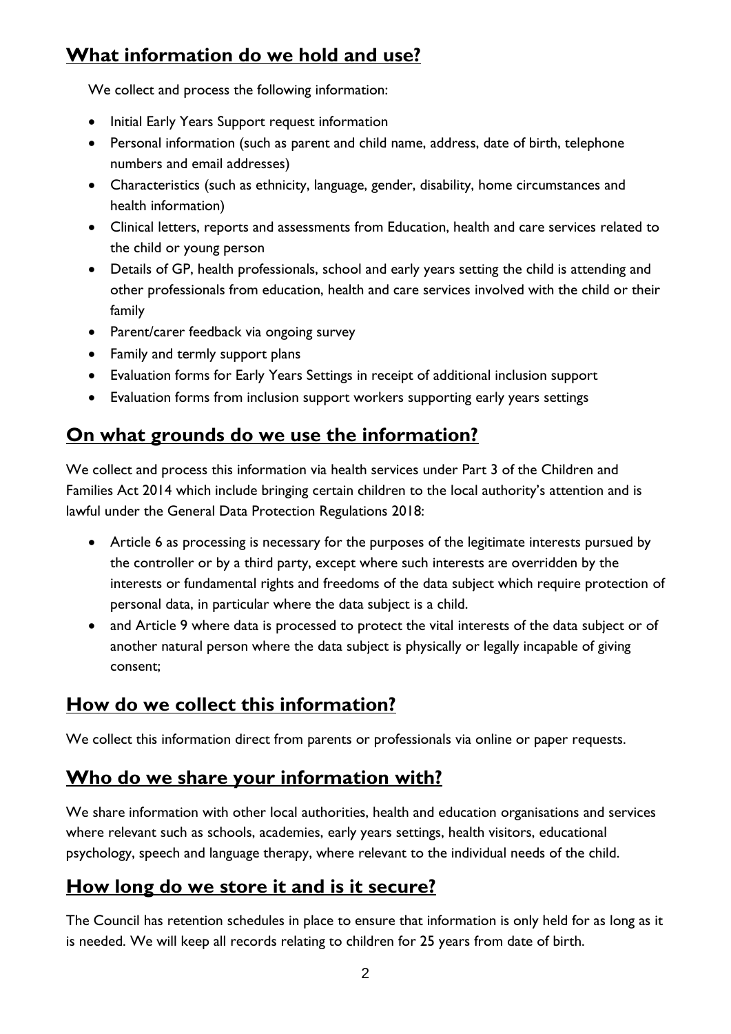## **What information do we hold and use?**

We collect and process the following information:

- Initial Early Years Support request information
- Personal information (such as parent and child name, address, date of birth, telephone numbers and email addresses)
- Characteristics (such as ethnicity, language, gender, disability, home circumstances and health information)
- Clinical letters, reports and assessments from Education, health and care services related to the child or young person
- Details of GP, health professionals, school and early years setting the child is attending and other professionals from education, health and care services involved with the child or their family
- Parent/carer feedback via ongoing survey
- Family and termly support plans
- Evaluation forms for Early Years Settings in receipt of additional inclusion support
- Evaluation forms from inclusion support workers supporting early years settings

## **On what grounds do we use the information?**

We collect and process this information via health services under Part 3 of the Children and Families Act 2014 which include bringing certain children to the local authority's attention and is lawful under the General Data Protection Regulations 2018:

- Article 6 as processing is necessary for the purposes of the legitimate interests pursued by the controller or by a third party, except where such interests are overridden by the interests or fundamental rights and freedoms of the data subject which require protection of personal data, in particular where the data subject is a child.
- and Article 9 where data is processed to protect the vital interests of the data subject or of another natural person where the data subject is physically or legally incapable of giving consent;

## **How do we collect this information?**

We collect this information direct from parents or professionals via online or paper requests.

## **Who do we share your information with?**

We share information with other local authorities, health and education organisations and services where relevant such as schools, academies, early years settings, health visitors, educational psychology, speech and language therapy, where relevant to the individual needs of the child.

## **How long do we store it and is it secure?**

The Council has retention schedules in place to ensure that information is only held for as long as it is needed. We will keep all records relating to children for 25 years from date of birth.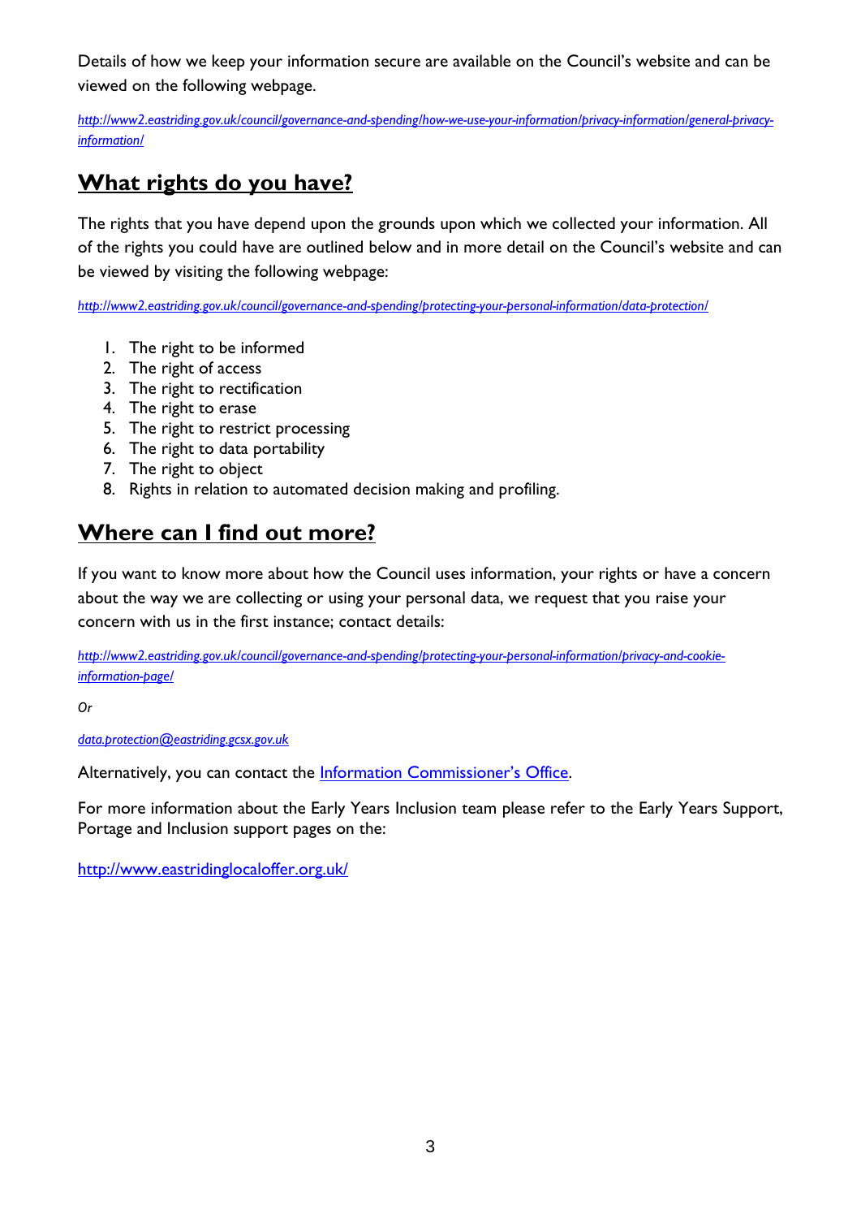Details of how we keep your information secure are available on the Council's website and can be viewed on the following webpage.

*http://www2.eastriding.gov.uk/council/governance-and-spending/how-we-use-your-information/privacy-information/general-privacy-information/*

## What rights do you have?

The rights that you have depend upon the grounds upon which we collected your information. All of the rights you could have are outlined below and in more detail on the Council's website and can be viewed by visiting the following webpage:

*http://www2.eastriding.gov.uk/council/governance-and-spending/protecting-your-personal-information/data-protection/*

1. The right to be informed
2. The right of access
3. The right to rectification
4. The right to erase
5. The right to restrict processing
6. The right to data portability
7. The right to object
8. Rights in relation to automated decision making and profiling.

## Where can I find out more?

If you want to know more about how the Council uses information, your rights or have a concern about the way we are collecting or using your personal data, we request that you raise your concern with us in the first instance; contact details:

*http://www2.eastriding.gov.uk/council/governance-and-spending/protecting-your-personal-information/privacy-and-cookie-information-page/*

*Or*

*data.protection@eastriding.gcsx.gov.uk*

Alternatively, you can contact the Information Commissioner's Office.

For more information about the Early Years Inclusion team please refer to the Early Years Support, Portage and Inclusion support pages on the:

http://www.eastridinglocaloffer.org.uk/